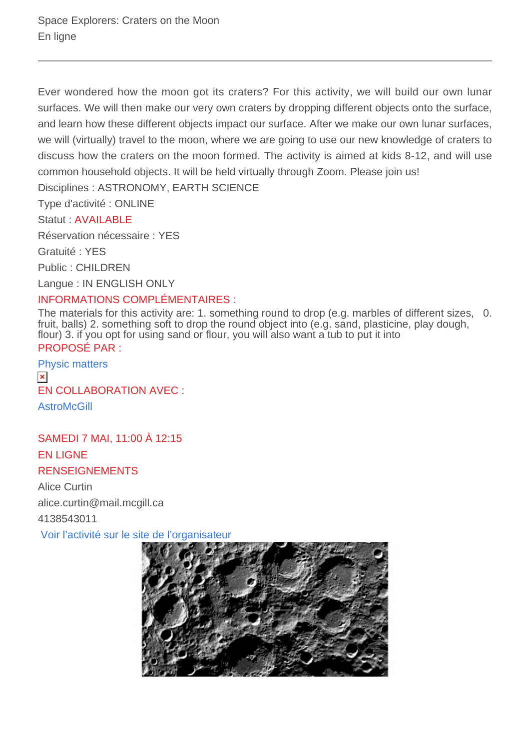Space Explorers: Craters on the Moon
En ligne

---

Ever wondered how the moon got its craters? For this activity, we will build our own lunar surfaces. We will then make our very own craters by dropping different objects onto the surface, and learn how these different objects impact our surface. After we make our own lunar surfaces, we will (virtually) travel to the moon, where we are going to use our new knowledge of craters to discuss how the craters on the moon formed. The activity is aimed at kids 8-12, and will use common household objects. It will be held virtually through Zoom. Please join us!

Disciplines : ASTRONOMY, EARTH SCIENCE

Type d'activité : ONLINE

Statut : AVAILABLE

Réservation nécessaire : YES

Gratuité : YES

Public : CHILDREN

Langue : IN ENGLISH ONLY

INFORMATIONS COMPLÉMENTAIRES :

The materials for this activity are: 1. something round to drop (e.g. marbles of different sizes, fruit, balls) 2. something soft to drop the round object into (e.g. sand, plasticine, play dough, flour) 3. if you opt for using sand or flour, you will also want a tub to put it into 0.

PROPOSÉ PAR :

Physic matters

EN COLLABORATION AVEC :

AstroMcGill

SAMEDI 7 MAI, 11:00 À 12:15

EN LIGNE

RENSEIGNEMENTS

Alice Curtin

alice.curtin@mail.mcgill.ca

4138543011

Voir l'activité sur le site de l'organisateur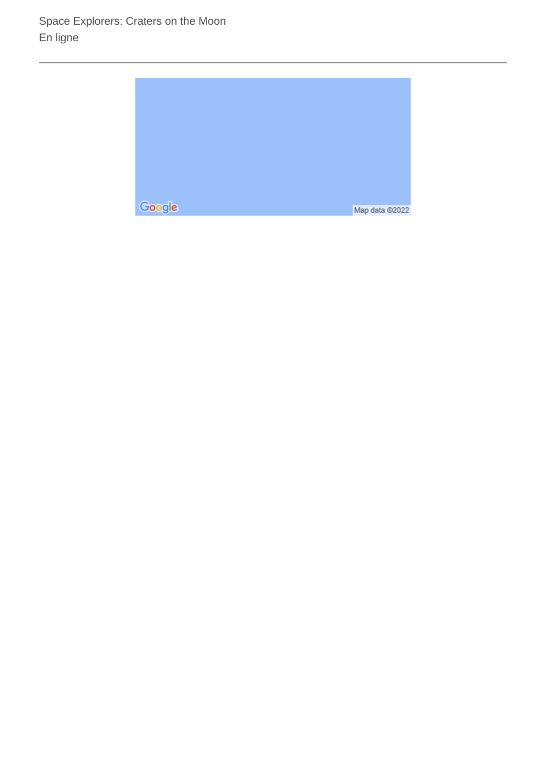Space Explorers: Craters on the Moon
En ligne